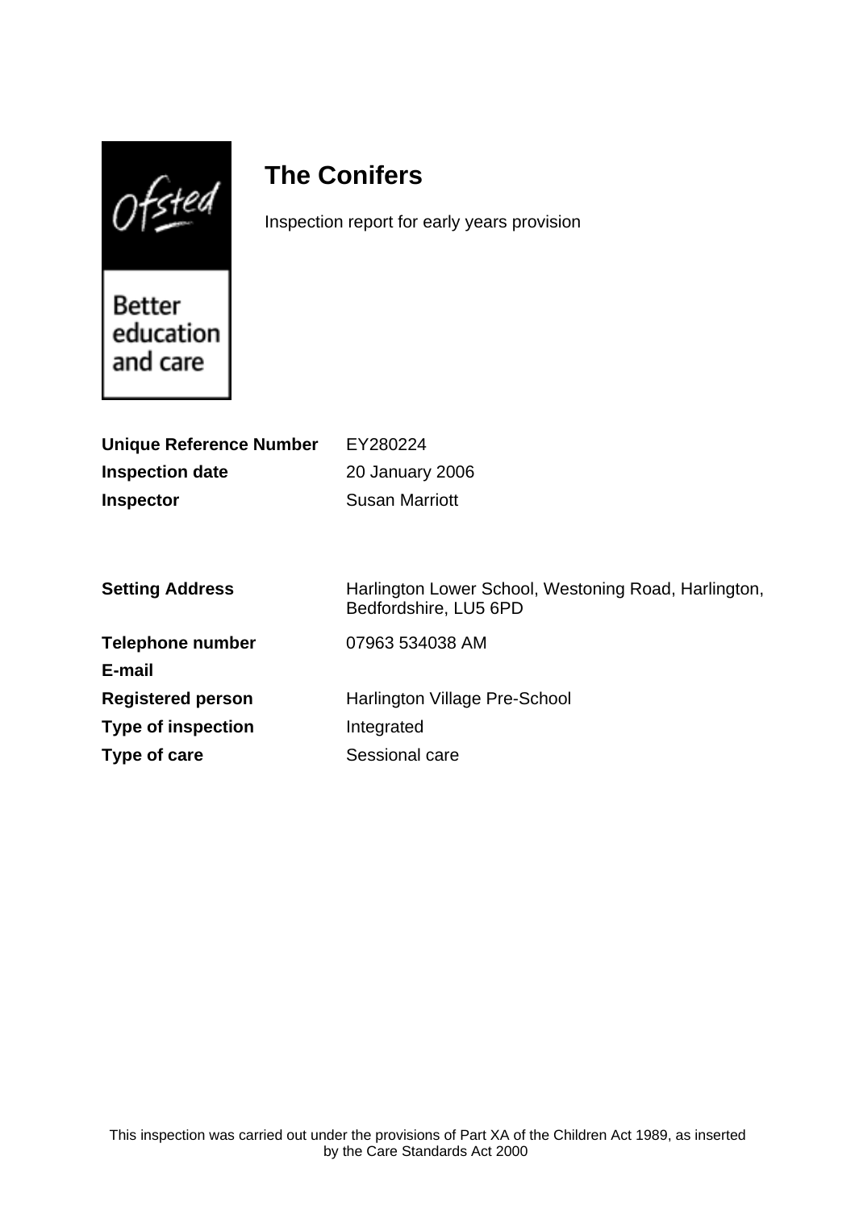Ofsted

Better education and care

# The Conifers

Inspection report for early years provision

| | |
|---|---|
| **Unique Reference Number** | EY280224 |
| **Inspection date** | 20 January 2006 |
| **Inspector** | Susan Marriott |

| | |
|---|---|
| **Setting Address** | Harlington Lower School, Westoning Road, Harlington, Bedfordshire, LU5 6PD |
| **Telephone number** | 07963 534038 AM |
| **E-mail** | |
| **Registered person** | Harlington Village Pre-School |
| **Type of inspection** | Integrated |
| **Type of care** | Sessional care |

This inspection was carried out under the provisions of Part XA of the Children Act 1989, as inserted by the Care Standards Act 2000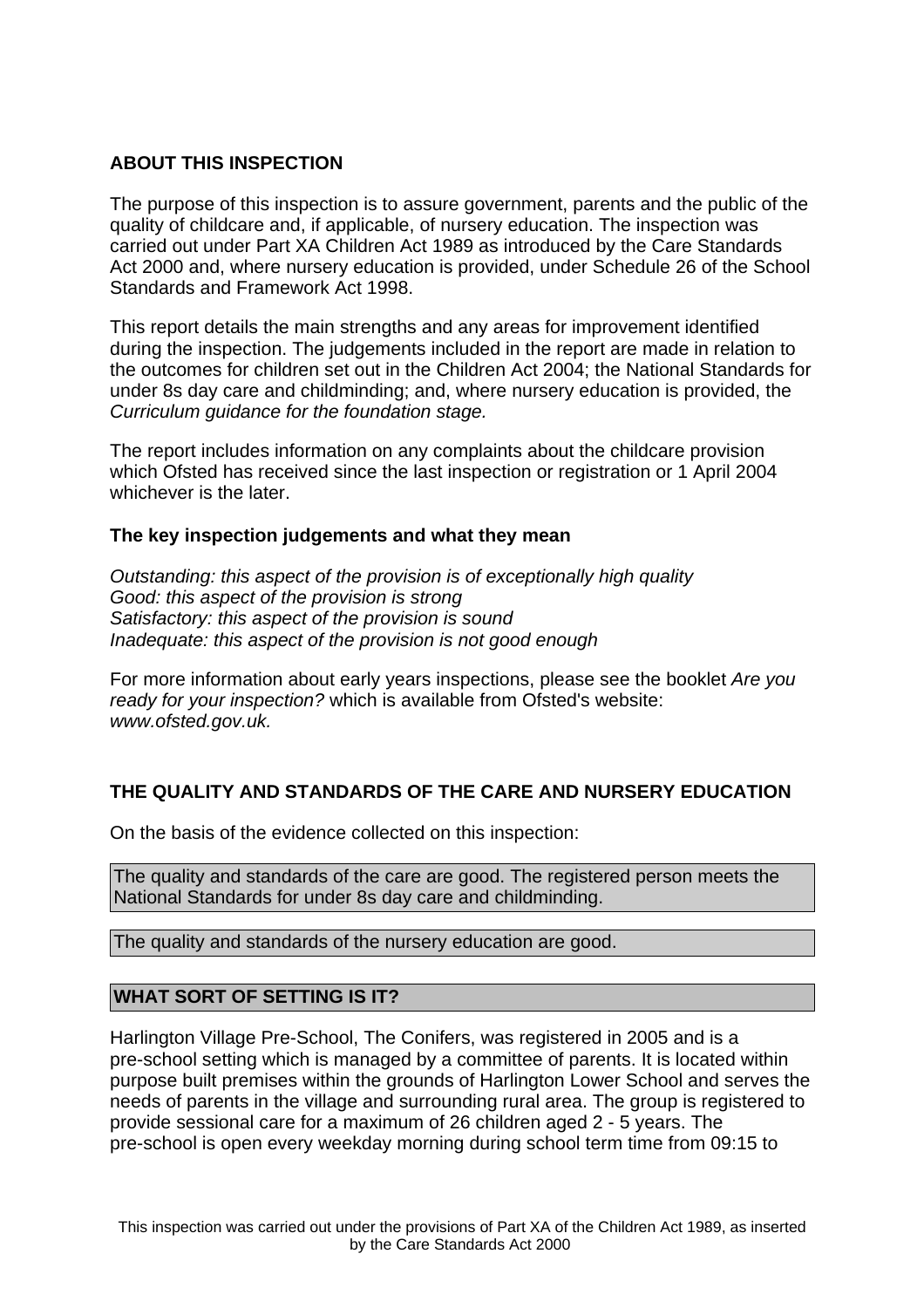## ABOUT THIS INSPECTION

The purpose of this inspection is to assure government, parents and the public of the quality of childcare and, if applicable, of nursery education. The inspection was carried out under Part XA Children Act 1989 as introduced by the Care Standards Act 2000 and, where nursery education is provided, under Schedule 26 of the School Standards and Framework Act 1998.

This report details the main strengths and any areas for improvement identified during the inspection. The judgements included in the report are made in relation to the outcomes for children set out in the Children Act 2004; the National Standards for under 8s day care and childminding; and, where nursery education is provided, the *Curriculum guidance for the foundation stage.*

The report includes information on any complaints about the childcare provision which Ofsted has received since the last inspection or registration or 1 April 2004 whichever is the later.

### The key inspection judgements and what they mean

*Outstanding: this aspect of the provision is of exceptionally high quality*
*Good: this aspect of the provision is strong*
*Satisfactory: this aspect of the provision is sound*
*Inadequate: this aspect of the provision is not good enough*

For more information about early years inspections, please see the booklet *Are you ready for your inspection?* which is available from Ofsted's website: *www.ofsted.gov.uk.*

## THE QUALITY AND STANDARDS OF THE CARE AND NURSERY EDUCATION

On the basis of the evidence collected on this inspection:

The quality and standards of the care are good. The registered person meets the National Standards for under 8s day care and childminding.

The quality and standards of the nursery education are good.

## WHAT SORT OF SETTING IS IT?

Harlington Village Pre-School, The Conifers, was registered in 2005 and is a pre-school setting which is managed by a committee of parents. It is located within purpose built premises within the grounds of Harlington Lower School and serves the needs of parents in the village and surrounding rural area. The group is registered to provide sessional care for a maximum of 26 children aged 2 - 5 years. The pre-school is open every weekday morning during school term time from 09:15 to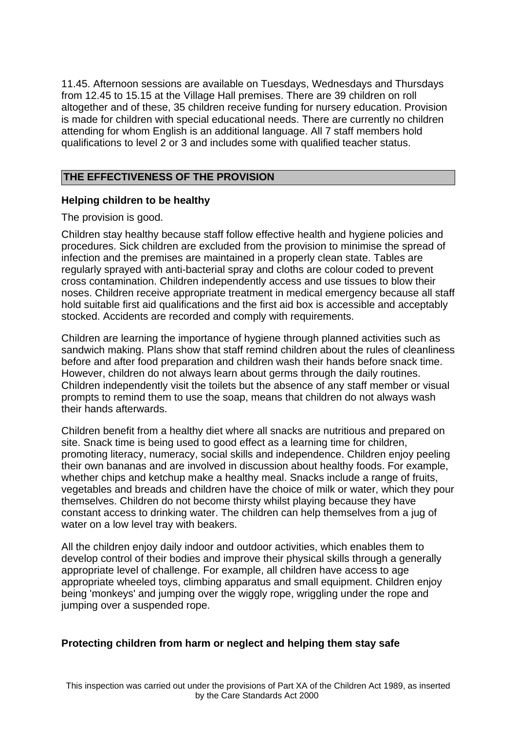11.45. Afternoon sessions are available on Tuesdays, Wednesdays and Thursdays from 12.45 to 15.15 at the Village Hall premises. There are 39 children on roll altogether and of these, 35 children receive funding for nursery education. Provision is made for children with special educational needs. There are currently no children attending for whom English is an additional language. All 7 staff members hold qualifications to level 2 or 3 and includes some with qualified teacher status.

## THE EFFECTIVENESS OF THE PROVISION

### Helping children to be healthy

The provision is good.

Children stay healthy because staff follow effective health and hygiene policies and procedures. Sick children are excluded from the provision to minimise the spread of infection and the premises are maintained in a properly clean state. Tables are regularly sprayed with anti-bacterial spray and cloths are colour coded to prevent cross contamination. Children independently access and use tissues to blow their noses. Children receive appropriate treatment in medical emergency because all staff hold suitable first aid qualifications and the first aid box is accessible and acceptably stocked. Accidents are recorded and comply with requirements.

Children are learning the importance of hygiene through planned activities such as sandwich making. Plans show that staff remind children about the rules of cleanliness before and after food preparation and children wash their hands before snack time. However, children do not always learn about germs through the daily routines. Children independently visit the toilets but the absence of any staff member or visual prompts to remind them to use the soap, means that children do not always wash their hands afterwards.

Children benefit from a healthy diet where all snacks are nutritious and prepared on site. Snack time is being used to good effect as a learning time for children, promoting literacy, numeracy, social skills and independence. Children enjoy peeling their own bananas and are involved in discussion about healthy foods. For example, whether chips and ketchup make a healthy meal. Snacks include a range of fruits, vegetables and breads and children have the choice of milk or water, which they pour themselves. Children do not become thirsty whilst playing because they have constant access to drinking water. The children can help themselves from a jug of water on a low level tray with beakers.

All the children enjoy daily indoor and outdoor activities, which enables them to develop control of their bodies and improve their physical skills through a generally appropriate level of challenge. For example, all children have access to age appropriate wheeled toys, climbing apparatus and small equipment. Children enjoy being 'monkeys' and jumping over the wiggly rope, wriggling under the rope and jumping over a suspended rope.

### Protecting children from harm or neglect and helping them stay safe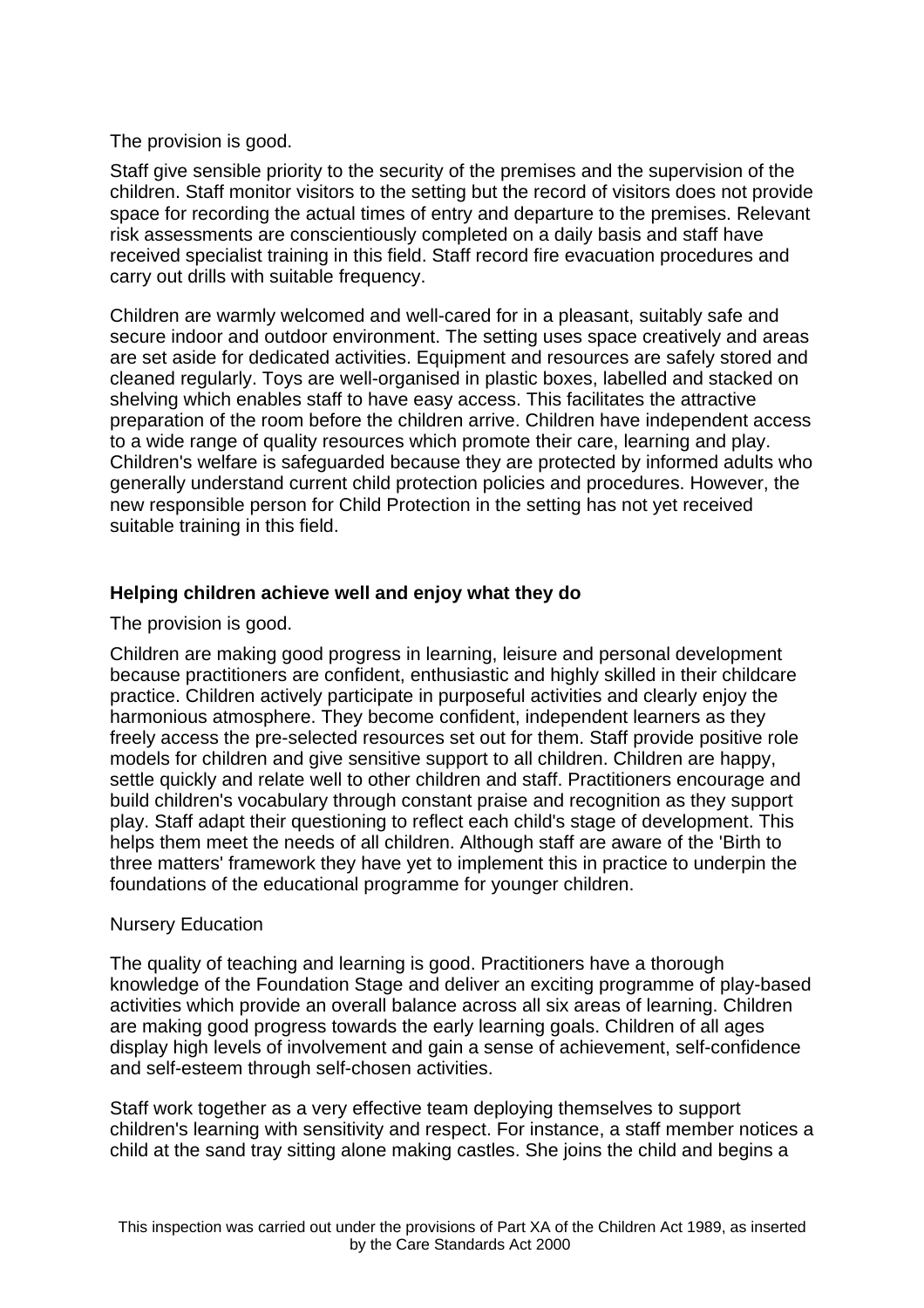The provision is good.

Staff give sensible priority to the security of the premises and the supervision of the children. Staff monitor visitors to the setting but the record of visitors does not provide space for recording the actual times of entry and departure to the premises. Relevant risk assessments are conscientiously completed on a daily basis and staff have received specialist training in this field. Staff record fire evacuation procedures and carry out drills with suitable frequency.

Children are warmly welcomed and well-cared for in a pleasant, suitably safe and secure indoor and outdoor environment. The setting uses space creatively and areas are set aside for dedicated activities. Equipment and resources are safely stored and cleaned regularly. Toys are well-organised in plastic boxes, labelled and stacked on shelving which enables staff to have easy access. This facilitates the attractive preparation of the room before the children arrive. Children have independent access to a wide range of quality resources which promote their care, learning and play. Children's welfare is safeguarded because they are protected by informed adults who generally understand current child protection policies and procedures. However, the new responsible person for Child Protection in the setting has not yet received suitable training in this field.

### Helping children achieve well and enjoy what they do

The provision is good.

Children are making good progress in learning, leisure and personal development because practitioners are confident, enthusiastic and highly skilled in their childcare practice. Children actively participate in purposeful activities and clearly enjoy the harmonious atmosphere. They become confident, independent learners as they freely access the pre-selected resources set out for them. Staff provide positive role models for children and give sensitive support to all children. Children are happy, settle quickly and relate well to other children and staff. Practitioners encourage and build children's vocabulary through constant praise and recognition as they support play. Staff adapt their questioning to reflect each child's stage of development. This helps them meet the needs of all children. Although staff are aware of the 'Birth to three matters' framework they have yet to implement this in practice to underpin the foundations of the educational programme for younger children.

Nursery Education

The quality of teaching and learning is good. Practitioners have a thorough knowledge of the Foundation Stage and deliver an exciting programme of play-based activities which provide an overall balance across all six areas of learning. Children are making good progress towards the early learning goals. Children of all ages display high levels of involvement and gain a sense of achievement, self-confidence and self-esteem through self-chosen activities.

Staff work together as a very effective team deploying themselves to support children's learning with sensitivity and respect. For instance, a staff member notices a child at the sand tray sitting alone making castles. She joins the child and begins a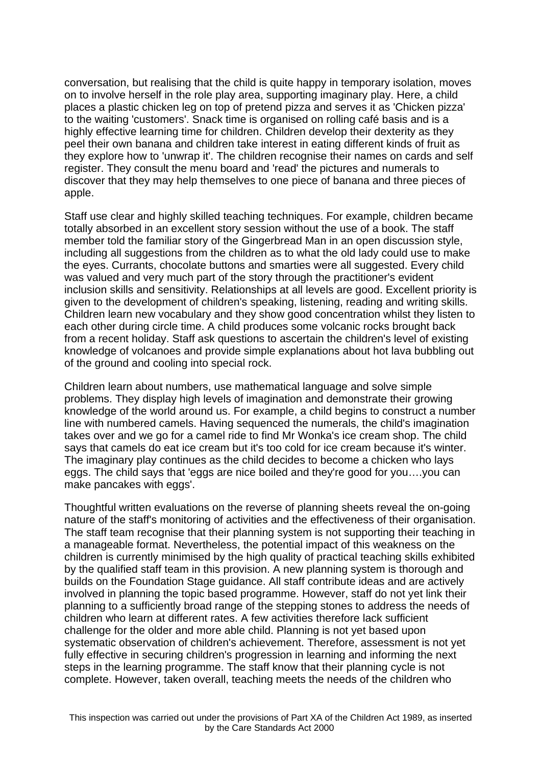conversation, but realising that the child is quite happy in temporary isolation, moves on to involve herself in the role play area, supporting imaginary play. Here, a child places a plastic chicken leg on top of pretend pizza and serves it as 'Chicken pizza' to the waiting 'customers'. Snack time is organised on rolling café basis and is a highly effective learning time for children. Children develop their dexterity as they peel their own banana and children take interest in eating different kinds of fruit as they explore how to 'unwrap it'. The children recognise their names on cards and self register. They consult the menu board and 'read' the pictures and numerals to discover that they may help themselves to one piece of banana and three pieces of apple.

Staff use clear and highly skilled teaching techniques. For example, children became totally absorbed in an excellent story session without the use of a book. The staff member told the familiar story of the Gingerbread Man in an open discussion style, including all suggestions from the children as to what the old lady could use to make the eyes. Currants, chocolate buttons and smarties were all suggested. Every child was valued and very much part of the story through the practitioner's evident inclusion skills and sensitivity. Relationships at all levels are good. Excellent priority is given to the development of children's speaking, listening, reading and writing skills. Children learn new vocabulary and they show good concentration whilst they listen to each other during circle time. A child produces some volcanic rocks brought back from a recent holiday. Staff ask questions to ascertain the children's level of existing knowledge of volcanoes and provide simple explanations about hot lava bubbling out of the ground and cooling into special rock.

Children learn about numbers, use mathematical language and solve simple problems. They display high levels of imagination and demonstrate their growing knowledge of the world around us. For example, a child begins to construct a number line with numbered camels. Having sequenced the numerals, the child's imagination takes over and we go for a camel ride to find Mr Wonka's ice cream shop. The child says that camels do eat ice cream but it's too cold for ice cream because it's winter. The imaginary play continues as the child decides to become a chicken who lays eggs. The child says that 'eggs are nice boiled and they're good for you….you can make pancakes with eggs'.

Thoughtful written evaluations on the reverse of planning sheets reveal the on-going nature of the staff's monitoring of activities and the effectiveness of their organisation. The staff team recognise that their planning system is not supporting their teaching in a manageable format. Nevertheless, the potential impact of this weakness on the children is currently minimised by the high quality of practical teaching skills exhibited by the qualified staff team in this provision. A new planning system is thorough and builds on the Foundation Stage guidance. All staff contribute ideas and are actively involved in planning the topic based programme. However, staff do not yet link their planning to a sufficiently broad range of the stepping stones to address the needs of children who learn at different rates. A few activities therefore lack sufficient challenge for the older and more able child. Planning is not yet based upon systematic observation of children's achievement. Therefore, assessment is not yet fully effective in securing children's progression in learning and informing the next steps in the learning programme. The staff know that their planning cycle is not complete. However, taken overall, teaching meets the needs of the children who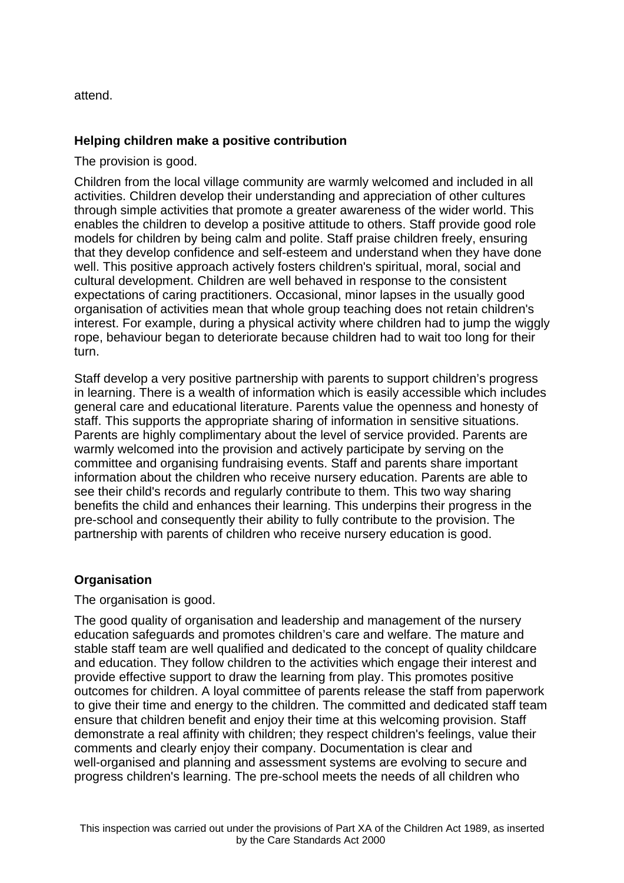attend.

### Helping children make a positive contribution

The provision is good.

Children from the local village community are warmly welcomed and included in all activities. Children develop their understanding and appreciation of other cultures through simple activities that promote a greater awareness of the wider world. This enables the children to develop a positive attitude to others. Staff provide good role models for children by being calm and polite. Staff praise children freely, ensuring that they develop confidence and self-esteem and understand when they have done well. This positive approach actively fosters children's spiritual, moral, social and cultural development. Children are well behaved in response to the consistent expectations of caring practitioners. Occasional, minor lapses in the usually good organisation of activities mean that whole group teaching does not retain children's interest. For example, during a physical activity where children had to jump the wiggly rope, behaviour began to deteriorate because children had to wait too long for their turn.

Staff develop a very positive partnership with parents to support children's progress in learning. There is a wealth of information which is easily accessible which includes general care and educational literature. Parents value the openness and honesty of staff. This supports the appropriate sharing of information in sensitive situations. Parents are highly complimentary about the level of service provided. Parents are warmly welcomed into the provision and actively participate by serving on the committee and organising fundraising events. Staff and parents share important information about the children who receive nursery education. Parents are able to see their child's records and regularly contribute to them. This two way sharing benefits the child and enhances their learning. This underpins their progress in the pre-school and consequently their ability to fully contribute to the provision. The partnership with parents of children who receive nursery education is good.

### Organisation

The organisation is good.

The good quality of organisation and leadership and management of the nursery education safeguards and promotes children's care and welfare. The mature and stable staff team are well qualified and dedicated to the concept of quality childcare and education. They follow children to the activities which engage their interest and provide effective support to draw the learning from play. This promotes positive outcomes for children. A loyal committee of parents release the staff from paperwork to give their time and energy to the children. The committed and dedicated staff team ensure that children benefit and enjoy their time at this welcoming provision. Staff demonstrate a real affinity with children; they respect children's feelings, value their comments and clearly enjoy their company. Documentation is clear and well-organised and planning and assessment systems are evolving to secure and progress children's learning. The pre-school meets the needs of all children who

This inspection was carried out under the provisions of Part XA of the Children Act 1989, as inserted by the Care Standards Act 2000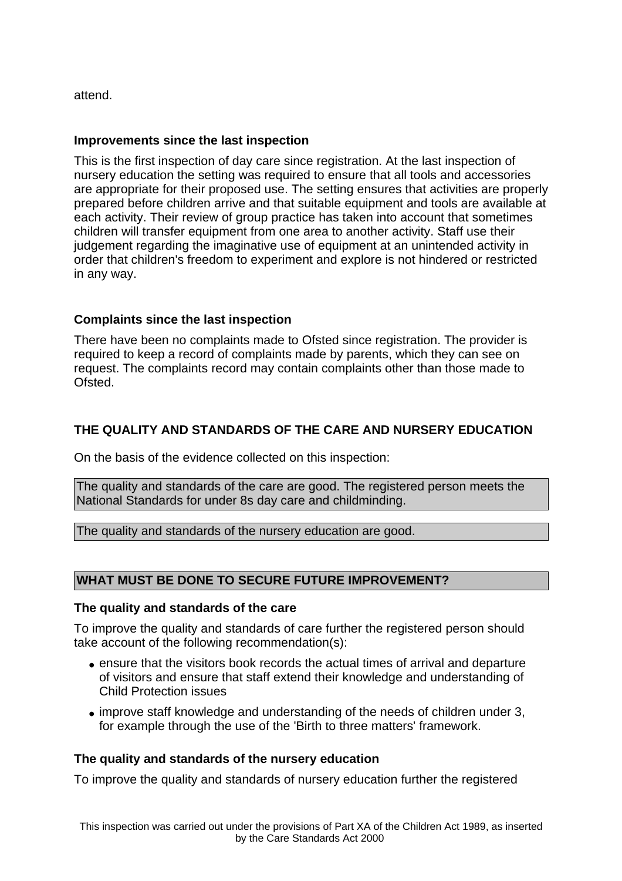attend.

### Improvements since the last inspection

This is the first inspection of day care since registration. At the last inspection of nursery education the setting was required to ensure that all tools and accessories are appropriate for their proposed use. The setting ensures that activities are properly prepared before children arrive and that suitable equipment and tools are available at each activity. Their review of group practice has taken into account that sometimes children will transfer equipment from one area to another activity. Staff use their judgement regarding the imaginative use of equipment at an unintended activity in order that children's freedom to experiment and explore is not hindered or restricted in any way.

### Complaints since the last inspection

There have been no complaints made to Ofsted since registration. The provider is required to keep a record of complaints made by parents, which they can see on request. The complaints record may contain complaints other than those made to Ofsted.

## THE QUALITY AND STANDARDS OF THE CARE AND NURSERY EDUCATION

On the basis of the evidence collected on this inspection:

The quality and standards of the care are good. The registered person meets the National Standards for under 8s day care and childminding.

The quality and standards of the nursery education are good.

## WHAT MUST BE DONE TO SECURE FUTURE IMPROVEMENT?

### The quality and standards of the care

To improve the quality and standards of care further the registered person should take account of the following recommendation(s):

- ensure that the visitors book records the actual times of arrival and departure of visitors and ensure that staff extend their knowledge and understanding of Child Protection issues
- improve staff knowledge and understanding of the needs of children under 3, for example through the use of the 'Birth to three matters' framework.

### The quality and standards of the nursery education

To improve the quality and standards of nursery education further the registered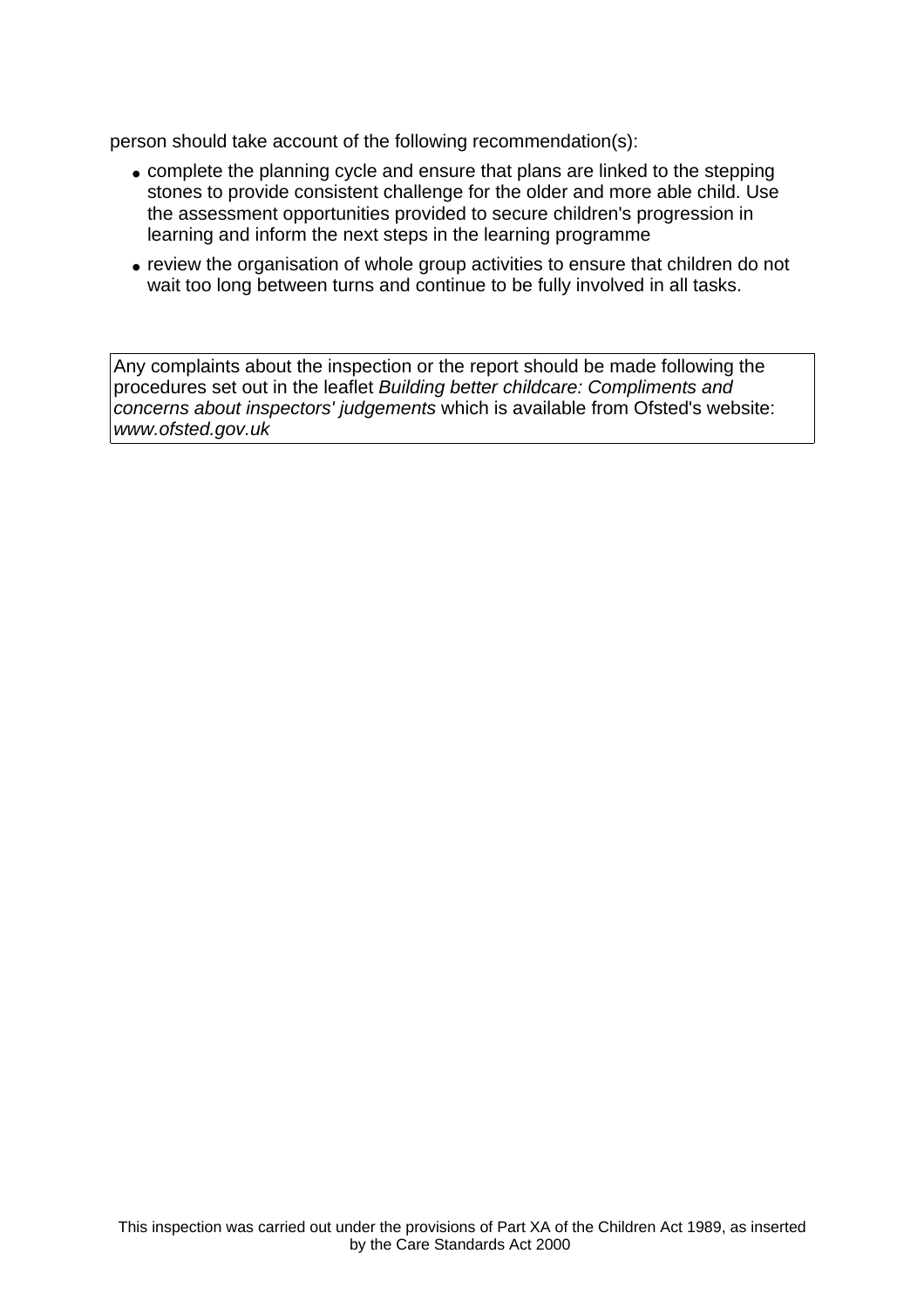person should take account of the following recommendation(s):

- complete the planning cycle and ensure that plans are linked to the stepping stones to provide consistent challenge for the older and more able child. Use the assessment opportunities provided to secure children's progression in learning and inform the next steps in the learning programme
- review the organisation of whole group activities to ensure that children do not wait too long between turns and continue to be fully involved in all tasks.

Any complaints about the inspection or the report should be made following the procedures set out in the leaflet *Building better childcare: Compliments and concerns about inspectors' judgements* which is available from Ofsted's website: *www.ofsted.gov.uk*

This inspection was carried out under the provisions of Part XA of the Children Act 1989, as inserted by the Care Standards Act 2000